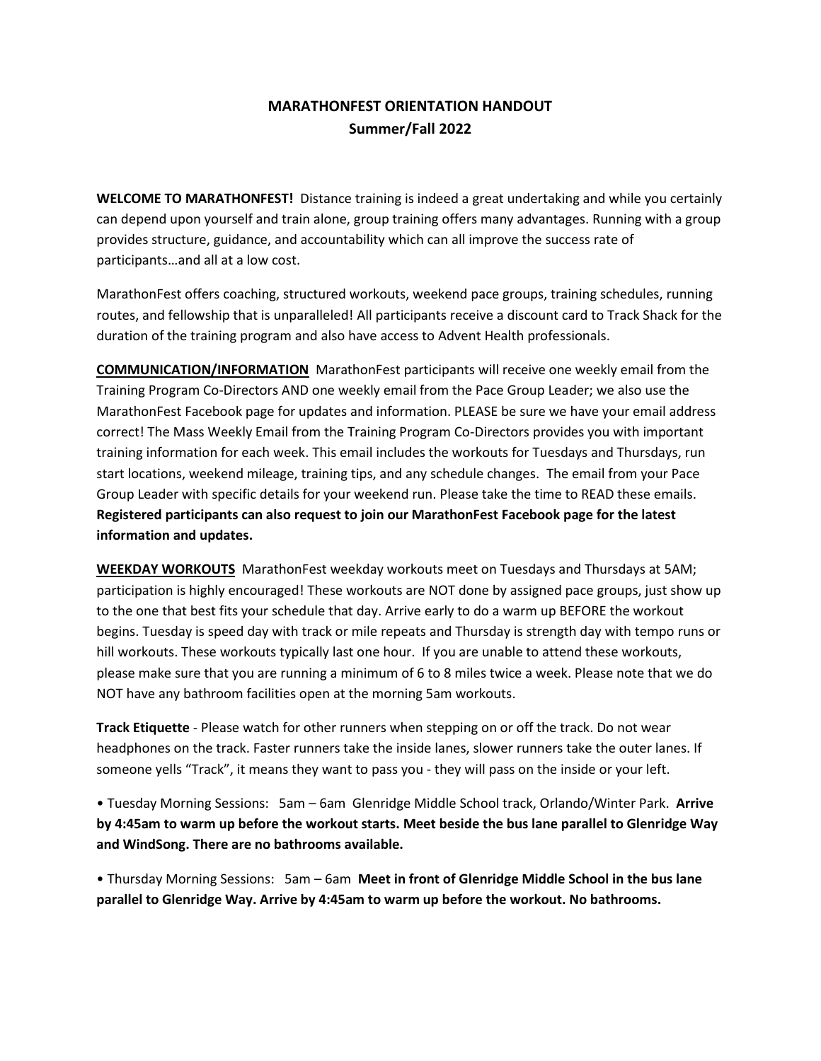# MARATHONFEST ORIENTATION HANDOUT
## Summer/Fall 2022

**WELCOME TO MARATHONFEST!** Distance training is indeed a great undertaking and while you certainly can depend upon yourself and train alone, group training offers many advantages. Running with a group provides structure, guidance, and accountability which can all improve the success rate of participants…and all at a low cost.

MarathonFest offers coaching, structured workouts, weekend pace groups, training schedules, running routes, and fellowship that is unparalleled! All participants receive a discount card to Track Shack for the duration of the training program and also have access to Advent Health professionals.

**COMMUNICATION/INFORMATION** MarathonFest participants will receive one weekly email from the Training Program Co-Directors AND one weekly email from the Pace Group Leader; we also use the MarathonFest Facebook page for updates and information. PLEASE be sure we have your email address correct! The Mass Weekly Email from the Training Program Co-Directors provides you with important training information for each week. This email includes the workouts for Tuesdays and Thursdays, run start locations, weekend mileage, training tips, and any schedule changes. The email from your Pace Group Leader with specific details for your weekend run. Please take the time to READ these emails. **Registered participants can also request to join our MarathonFest Facebook page for the latest information and updates.**

**WEEKDAY WORKOUTS** MarathonFest weekday workouts meet on Tuesdays and Thursdays at 5AM; participation is highly encouraged! These workouts are NOT done by assigned pace groups, just show up to the one that best fits your schedule that day. Arrive early to do a warm up BEFORE the workout begins. Tuesday is speed day with track or mile repeats and Thursday is strength day with tempo runs or hill workouts. These workouts typically last one hour. If you are unable to attend these workouts, please make sure that you are running a minimum of 6 to 8 miles twice a week. Please note that we do NOT have any bathroom facilities open at the morning 5am workouts.

**Track Etiquette** - Please watch for other runners when stepping on or off the track. Do not wear headphones on the track. Faster runners take the inside lanes, slower runners take the outer lanes. If someone yells "Track", it means they want to pass you - they will pass on the inside or your left.

- Tuesday Morning Sessions: 5am – 6am Glenridge Middle School track, Orlando/Winter Park. **Arrive by 4:45am to warm up before the workout starts. Meet beside the bus lane parallel to Glenridge Way and WindSong. There are no bathrooms available.**

- Thursday Morning Sessions: 5am – 6am **Meet in front of Glenridge Middle School in the bus lane parallel to Glenridge Way. Arrive by 4:45am to warm up before the workout. No bathrooms.**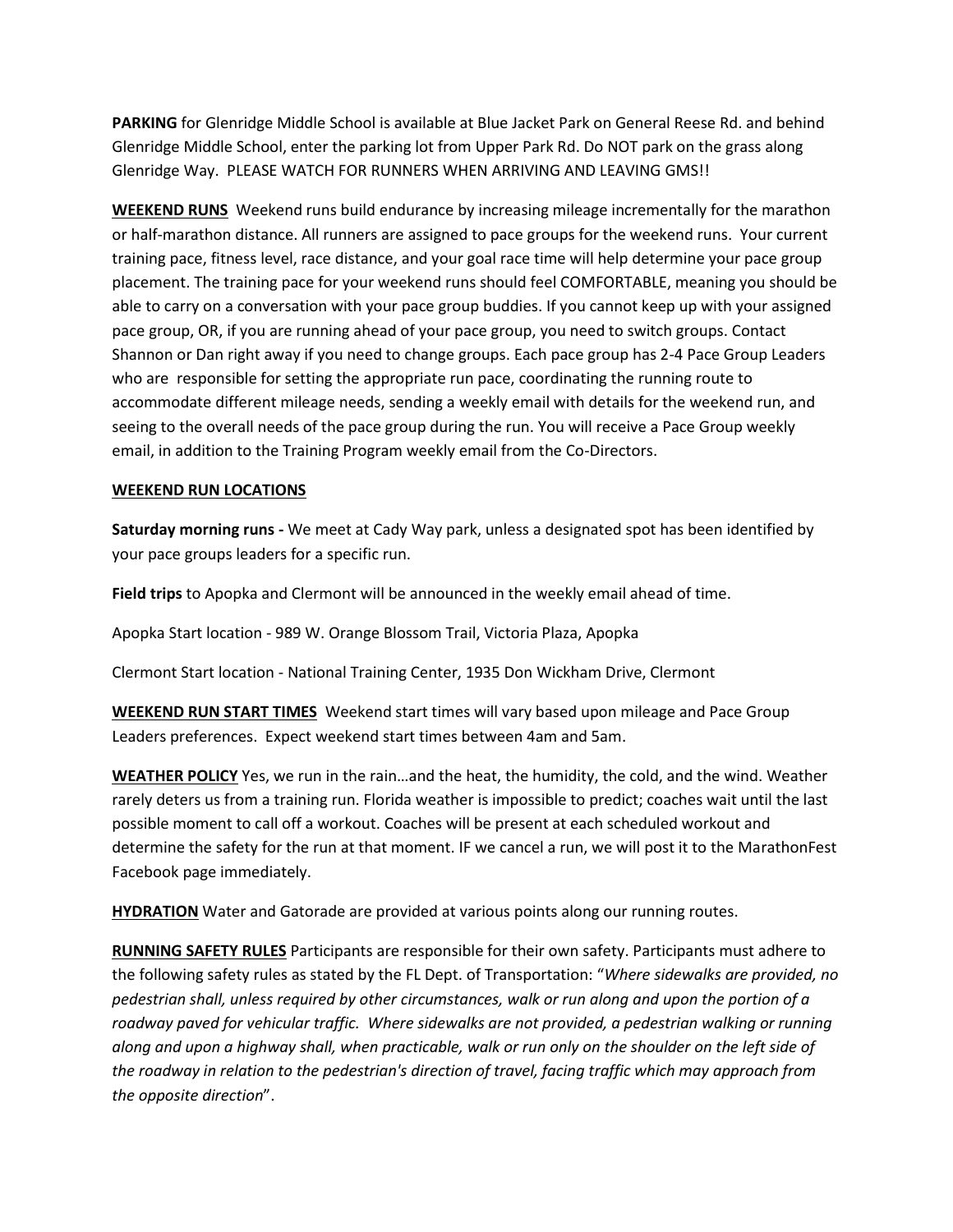**PARKING** for Glenridge Middle School is available at Blue Jacket Park on General Reese Rd. and behind Glenridge Middle School, enter the parking lot from Upper Park Rd. Do NOT park on the grass along Glenridge Way. PLEASE WATCH FOR RUNNERS WHEN ARRIVING AND LEAVING GMS!!

**WEEKEND RUNS** Weekend runs build endurance by increasing mileage incrementally for the marathon or half-marathon distance. All runners are assigned to pace groups for the weekend runs. Your current training pace, fitness level, race distance, and your goal race time will help determine your pace group placement. The training pace for your weekend runs should feel COMFORTABLE, meaning you should be able to carry on a conversation with your pace group buddies. If you cannot keep up with your assigned pace group, OR, if you are running ahead of your pace group, you need to switch groups. Contact Shannon or Dan right away if you need to change groups. Each pace group has 2-4 Pace Group Leaders who are responsible for setting the appropriate run pace, coordinating the running route to accommodate different mileage needs, sending a weekly email with details for the weekend run, and seeing to the overall needs of the pace group during the run. You will receive a Pace Group weekly email, in addition to the Training Program weekly email from the Co-Directors.

**WEEKEND RUN LOCATIONS**

**Saturday morning runs -** We meet at Cady Way park, unless a designated spot has been identified by your pace groups leaders for a specific run.

**Field trips** to Apopka and Clermont will be announced in the weekly email ahead of time.

Apopka Start location - 989 W. Orange Blossom Trail, Victoria Plaza, Apopka

Clermont Start location - National Training Center, 1935 Don Wickham Drive, Clermont

**WEEKEND RUN START TIMES** Weekend start times will vary based upon mileage and Pace Group Leaders preferences. Expect weekend start times between 4am and 5am.

**WEATHER POLICY** Yes, we run in the rain…and the heat, the humidity, the cold, and the wind. Weather rarely deters us from a training run. Florida weather is impossible to predict; coaches wait until the last possible moment to call off a workout. Coaches will be present at each scheduled workout and determine the safety for the run at that moment. IF we cancel a run, we will post it to the MarathonFest Facebook page immediately.

**HYDRATION** Water and Gatorade are provided at various points along our running routes.

**RUNNING SAFETY RULES** Participants are responsible for their own safety. Participants must adhere to the following safety rules as stated by the FL Dept. of Transportation: "*Where sidewalks are provided, no pedestrian shall, unless required by other circumstances, walk or run along and upon the portion of a roadway paved for vehicular traffic. Where sidewalks are not provided, a pedestrian walking or running along and upon a highway shall, when practicable, walk or run only on the shoulder on the left side of the roadway in relation to the pedestrian's direction of travel, facing traffic which may approach from the opposite direction*".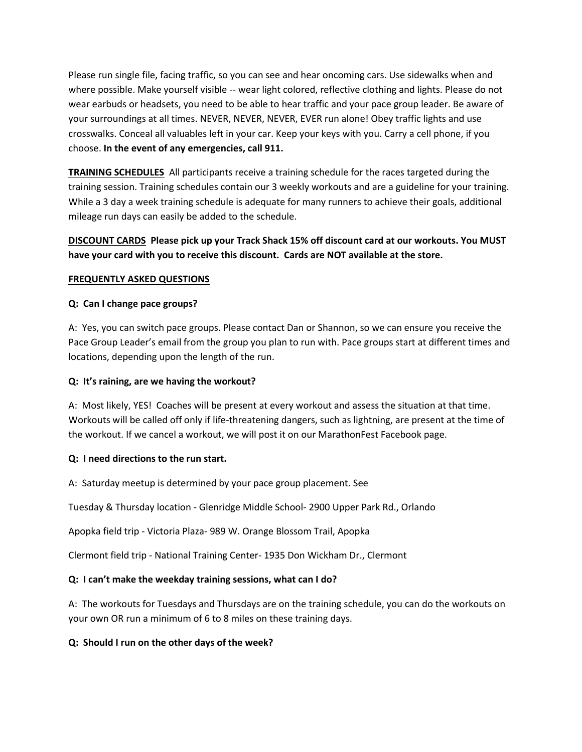Please run single file, facing traffic, so you can see and hear oncoming cars. Use sidewalks when and where possible. Make yourself visible -- wear light colored, reflective clothing and lights. Please do not wear earbuds or headsets, you need to be able to hear traffic and your pace group leader. Be aware of your surroundings at all times. NEVER, NEVER, NEVER, EVER run alone! Obey traffic lights and use crosswalks. Conceal all valuables left in your car. Keep your keys with you. Carry a cell phone, if you choose. **In the event of any emergencies, call 911.**

**TRAINING SCHEDULES** All participants receive a training schedule for the races targeted during the training session. Training schedules contain our 3 weekly workouts and are a guideline for your training. While a 3 day a week training schedule is adequate for many runners to achieve their goals, additional mileage run days can easily be added to the schedule.

**DISCOUNT CARDS Please pick up your Track Shack 15% off discount card at our workouts. You MUST have your card with you to receive this discount. Cards are NOT available at the store.**

## FREQUENTLY ASKED QUESTIONS

**Q: Can I change pace groups?**

A: Yes, you can switch pace groups. Please contact Dan or Shannon, so we can ensure you receive the Pace Group Leader's email from the group you plan to run with. Pace groups start at different times and locations, depending upon the length of the run.

**Q: It's raining, are we having the workout?**

A: Most likely, YES! Coaches will be present at every workout and assess the situation at that time. Workouts will be called off only if life-threatening dangers, such as lightning, are present at the time of the workout. If we cancel a workout, we will post it on our MarathonFest Facebook page.

**Q: I need directions to the run start.**

A: Saturday meetup is determined by your pace group placement. See

Tuesday & Thursday location - Glenridge Middle School- 2900 Upper Park Rd., Orlando

Apopka field trip - Victoria Plaza- 989 W. Orange Blossom Trail, Apopka

Clermont field trip - National Training Center- 1935 Don Wickham Dr., Clermont

**Q: I can't make the weekday training sessions, what can I do?**

A: The workouts for Tuesdays and Thursdays are on the training schedule, you can do the workouts on your own OR run a minimum of 6 to 8 miles on these training days.

**Q: Should I run on the other days of the week?**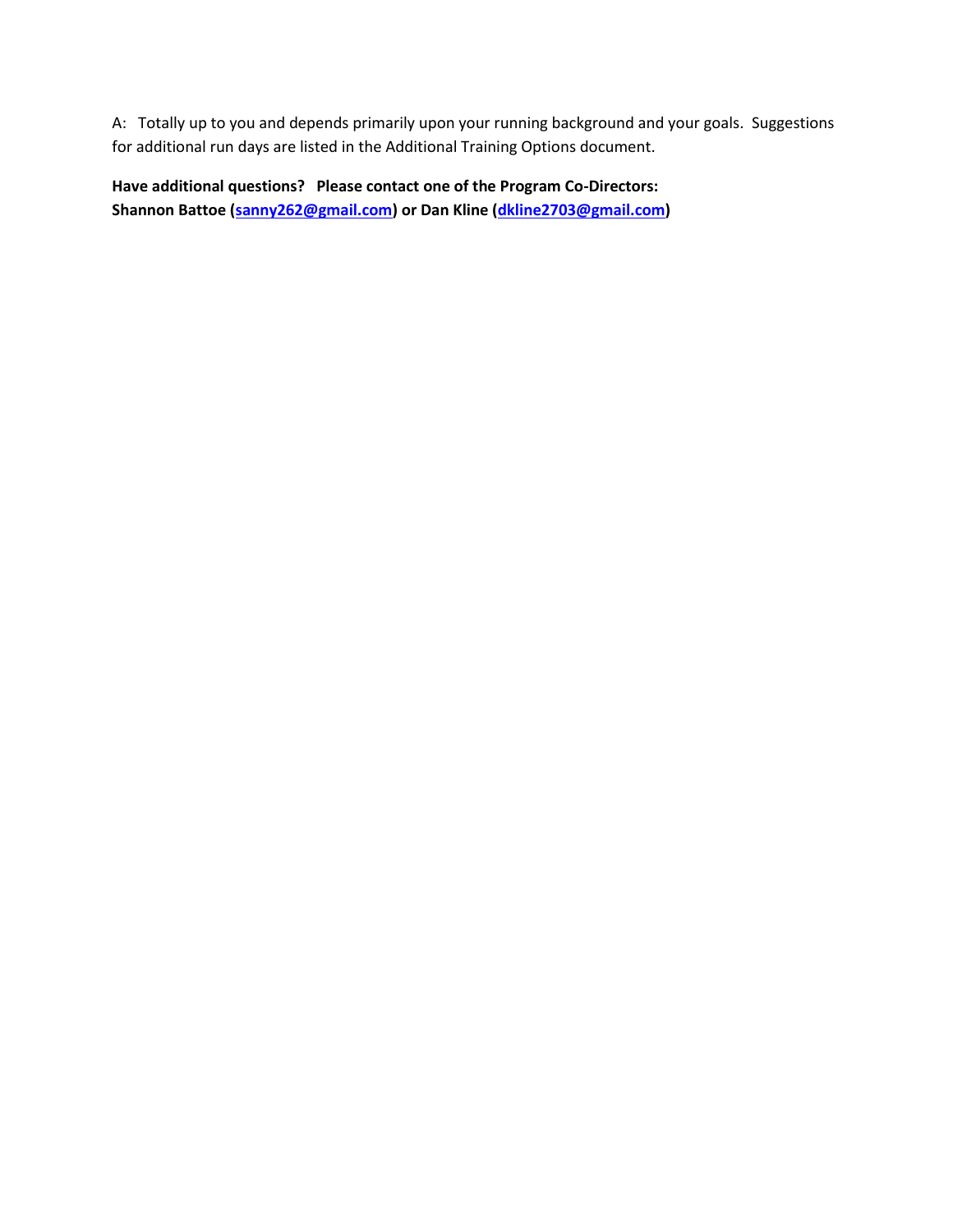A: Totally up to you and depends primarily upon your running background and your goals. Suggestions for additional run days are listed in the Additional Training Options document.

**Have additional questions? Please contact one of the Program Co-Directors:**
**Shannon Battoe (sanny262@gmail.com) or Dan Kline (dkline2703@gmail.com)**